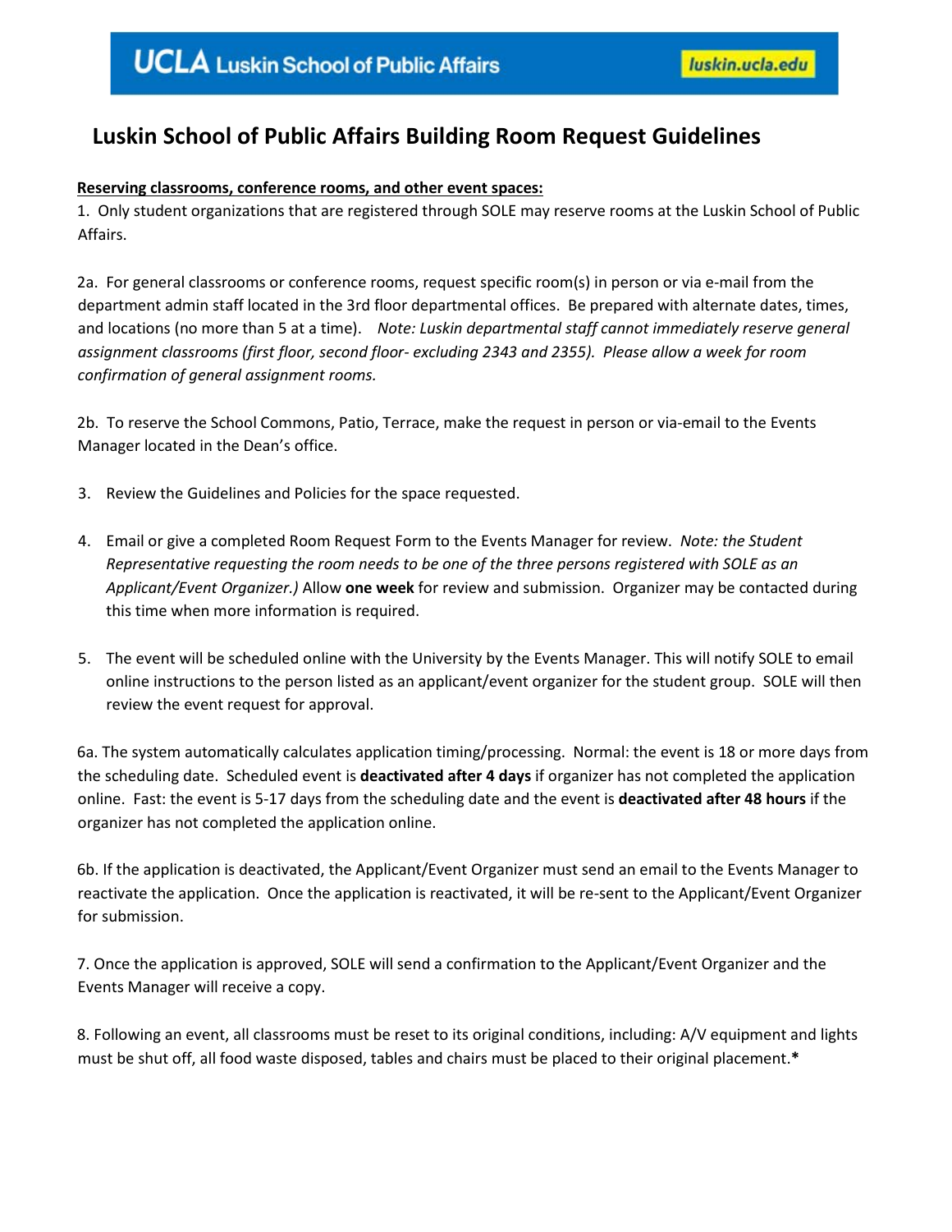UCLA Luskin School of Public Affairs luskin.ucla.edu

# Luskin School of Public Affairs Building Room Request Guidelines

**Reserving classrooms, conference rooms, and other event spaces:**

1. Only student organizations that are registered through SOLE may reserve rooms at the Luskin School of Public Affairs.

2a. For general classrooms or conference rooms, request specific room(s) in person or via e-mail from the department admin staff located in the 3rd floor departmental offices. Be prepared with alternate dates, times, and locations (no more than 5 at a time). *Note: Luskin departmental staff cannot immediately reserve general assignment classrooms (first floor, second floor- excluding 2343 and 2355). Please allow a week for room confirmation of general assignment rooms.*

2b. To reserve the School Commons, Patio, Terrace, make the request in person or via-email to the Events Manager located in the Dean's office.

3. Review the Guidelines and Policies for the space requested.

4. Email or give a completed Room Request Form to the Events Manager for review. *Note: the Student Representative requesting the room needs to be one of the three persons registered with SOLE as an Applicant/Event Organizer.)* Allow **one week** for review and submission. Organizer may be contacted during this time when more information is required.

5. The event will be scheduled online with the University by the Events Manager. This will notify SOLE to email online instructions to the person listed as an applicant/event organizer for the student group. SOLE will then review the event request for approval.

6a. The system automatically calculates application timing/processing. Normal: the event is 18 or more days from the scheduling date. Scheduled event is **deactivated after 4 days** if organizer has not completed the application online. Fast: the event is 5-17 days from the scheduling date and the event is **deactivated after 48 hours** if the organizer has not completed the application online.

6b. If the application is deactivated, the Applicant/Event Organizer must send an email to the Events Manager to reactivate the application. Once the application is reactivated, it will be re-sent to the Applicant/Event Organizer for submission.

7. Once the application is approved, SOLE will send a confirmation to the Applicant/Event Organizer and the Events Manager will receive a copy.

8. Following an event, all classrooms must be reset to its original conditions, including: A/V equipment and lights must be shut off, all food waste disposed, tables and chairs must be placed to their original placement.**\***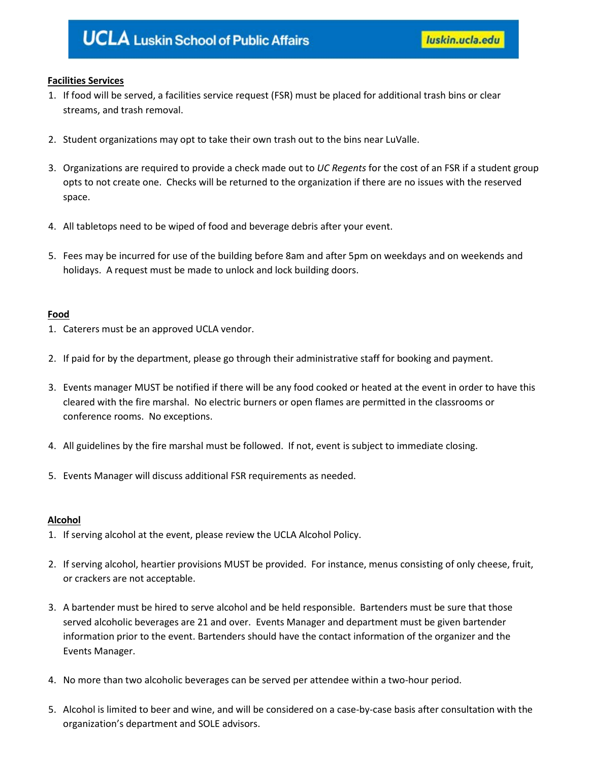## Facilities Services

1. If food will be served, a facilities service request (FSR) must be placed for additional trash bins or clear streams, and trash removal.

2. Student organizations may opt to take their own trash out to the bins near LuValle.

3. Organizations are required to provide a check made out to *UC Regents* for the cost of an FSR if a student group opts to not create one. Checks will be returned to the organization if there are no issues with the reserved space.

4. All tabletops need to be wiped of food and beverage debris after your event.

5. Fees may be incurred for use of the building before 8am and after 5pm on weekdays and on weekends and holidays. A request must be made to unlock and lock building doors.

## Food

1. Caterers must be an approved UCLA vendor.

2. If paid for by the department, please go through their administrative staff for booking and payment.

3. Events manager MUST be notified if there will be any food cooked or heated at the event in order to have this cleared with the fire marshal. No electric burners or open flames are permitted in the classrooms or conference rooms. No exceptions.

4. All guidelines by the fire marshal must be followed. If not, event is subject to immediate closing.

5. Events Manager will discuss additional FSR requirements as needed.

## Alcohol

1. If serving alcohol at the event, please review the UCLA Alcohol Policy.

2. If serving alcohol, heartier provisions MUST be provided. For instance, menus consisting of only cheese, fruit, or crackers are not acceptable.

3. A bartender must be hired to serve alcohol and be held responsible. Bartenders must be sure that those served alcoholic beverages are 21 and over. Events Manager and department must be given bartender information prior to the event. Bartenders should have the contact information of the organizer and the Events Manager.

4. No more than two alcoholic beverages can be served per attendee within a two-hour period.

5. Alcohol is limited to beer and wine, and will be considered on a case-by-case basis after consultation with the organization's department and SOLE advisors.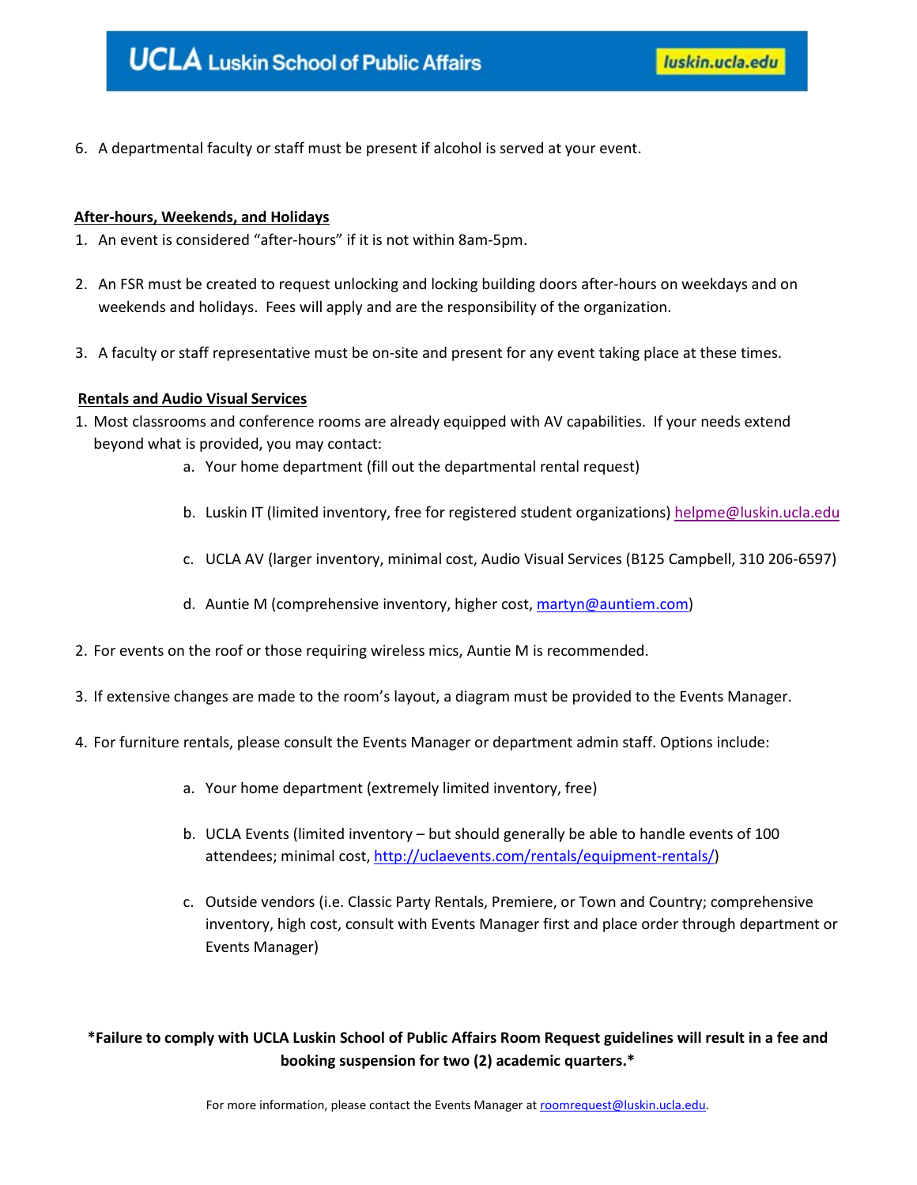6. A departmental faculty or staff must be present if alcohol is served at your event.

**After-hours, Weekends, and Holidays**

1. An event is considered "after-hours" if it is not within 8am-5pm.

2. An FSR must be created to request unlocking and locking building doors after-hours on weekdays and on weekends and holidays. Fees will apply and are the responsibility of the organization.

3. A faculty or staff representative must be on-site and present for any event taking place at these times.

**Rentals and Audio Visual Services**

1. Most classrooms and conference rooms are already equipped with AV capabilities. If your needs extend beyond what is provided, you may contact:
   a. Your home department (fill out the departmental rental request)
   b. Luskin IT (limited inventory, free for registered student organizations) helpme@luskin.ucla.edu
   c. UCLA AV (larger inventory, minimal cost, Audio Visual Services (B125 Campbell, 310 206-6597)
   d. Auntie M (comprehensive inventory, higher cost, martyn@auntiem.com)

2. For events on the roof or those requiring wireless mics, Auntie M is recommended.

3. If extensive changes are made to the room's layout, a diagram must be provided to the Events Manager.

4. For furniture rentals, please consult the Events Manager or department admin staff. Options include:
   a. Your home department (extremely limited inventory, free)
   b. UCLA Events (limited inventory – but should generally be able to handle events of 100 attendees; minimal cost, http://uclaevents.com/rentals/equipment-rentals/)
   c. Outside vendors (i.e. Classic Party Rentals, Premiere, or Town and Country; comprehensive inventory, high cost, consult with Events Manager first and place order through department or Events Manager)

**\*Failure to comply with UCLA Luskin School of Public Affairs Room Request guidelines will result in a fee and booking suspension for two (2) academic quarters.\***

For more information, please contact the Events Manager at roomrequest@luskin.ucla.edu.